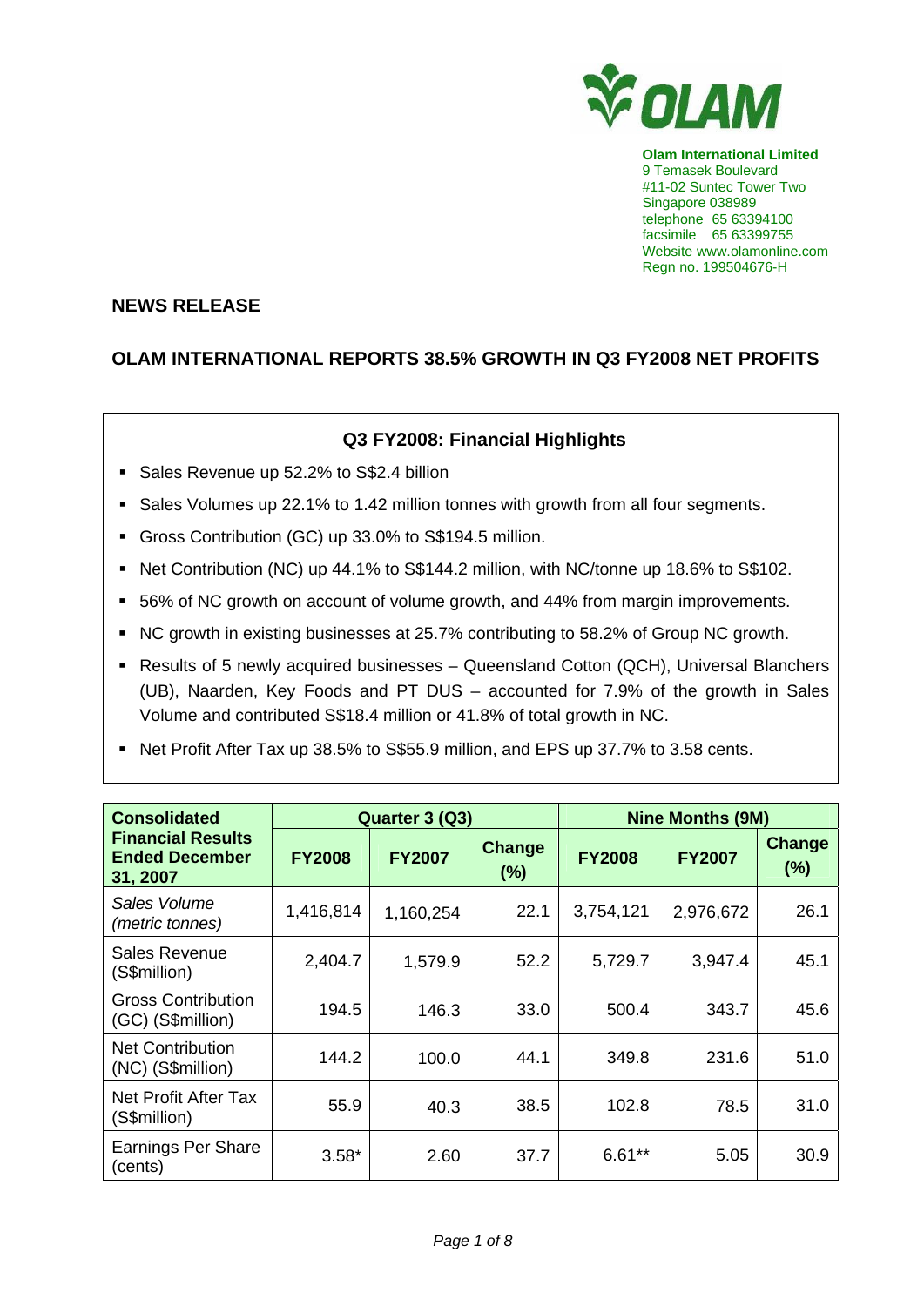**Olam International Limited**
9 Temasek Boulevard
#11-02 Suntec Tower Two
Singapore 038989
telephone 65 63394100
facsimile 65 63399755
Website www.olamonline.com
Regn no. 199504676-H

## NEWS RELEASE

## OLAM INTERNATIONAL REPORTS 38.5% GROWTH IN Q3 FY2008 NET PROFITS

### Q3 FY2008: Financial Highlights

- Sales Revenue up 52.2% to S$2.4 billion
- Sales Volumes up 22.1% to 1.42 million tonnes with growth from all four segments.
- Gross Contribution (GC) up 33.0% to S$194.5 million.
- Net Contribution (NC) up 44.1% to S$144.2 million, with NC/tonne up 18.6% to S$102.
- 56% of NC growth on account of volume growth, and 44% from margin improvements.
- NC growth in existing businesses at 25.7% contributing to 58.2% of Group NC growth.
- Results of 5 newly acquired businesses – Queensland Cotton (QCH), Universal Blanchers (UB), Naarden, Key Foods and PT DUS – accounted for 7.9% of the growth in Sales Volume and contributed S$18.4 million or 41.8% of total growth in NC.
- Net Profit After Tax up 38.5% to S$55.9 million, and EPS up 37.7% to 3.58 cents.

| **Consolidated Financial Results Ended December 31, 2007** | **Quarter 3 (Q3)** | | | **Nine Months (9M)** | | |
|---|---|---|---|---|---|---|
| | **FY2008** | **FY2007** | **Change (%)** | **FY2008** | **FY2007** | **Change (%)** |
| *Sales Volume (metric tonnes)* | 1,416,814 | 1,160,254 | 22.1 | 3,754,121 | 2,976,672 | 26.1 |
| Sales Revenue (S$million) | 2,404.7 | 1,579.9 | 52.2 | 5,729.7 | 3,947.4 | 45.1 |
| Gross Contribution (GC) (S$million) | 194.5 | 146.3 | 33.0 | 500.4 | 343.7 | 45.6 |
| Net Contribution (NC) (S$million) | 144.2 | 100.0 | 44.1 | 349.8 | 231.6 | 51.0 |
| Net Profit After Tax (S$million) | 55.9 | 40.3 | 38.5 | 102.8 | 78.5 | 31.0 |
| Earnings Per Share (cents) | 3.58* | 2.60 | 37.7 | 6.61** | 5.05 | 30.9 |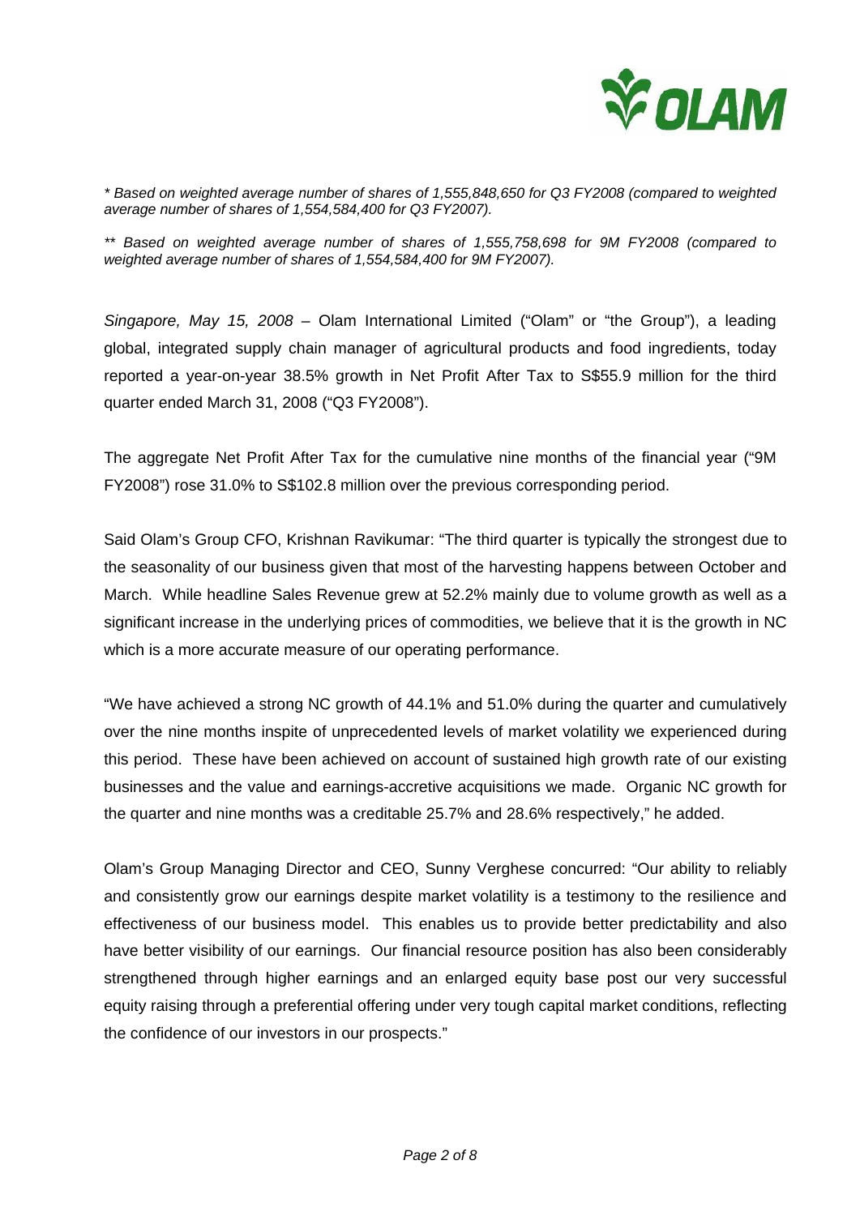*\* Based on weighted average number of shares of 1,555,848,650 for Q3 FY2008 (compared to weighted average number of shares of 1,554,584,400 for Q3 FY2007).*

*\*\* Based on weighted average number of shares of 1,555,758,698 for 9M FY2008 (compared to weighted average number of shares of 1,554,584,400 for 9M FY2007).*

*Singapore, May 15, 2008* – Olam International Limited ("Olam" or "the Group"), a leading global, integrated supply chain manager of agricultural products and food ingredients, today reported a year-on-year 38.5% growth in Net Profit After Tax to S$55.9 million for the third quarter ended March 31, 2008 ("Q3 FY2008").

The aggregate Net Profit After Tax for the cumulative nine months of the financial year ("9M FY2008") rose 31.0% to S$102.8 million over the previous corresponding period.

Said Olam's Group CFO, Krishnan Ravikumar: "The third quarter is typically the strongest due to the seasonality of our business given that most of the harvesting happens between October and March. While headline Sales Revenue grew at 52.2% mainly due to volume growth as well as a significant increase in the underlying prices of commodities, we believe that it is the growth in NC which is a more accurate measure of our operating performance.

"We have achieved a strong NC growth of 44.1% and 51.0% during the quarter and cumulatively over the nine months inspite of unprecedented levels of market volatility we experienced during this period. These have been achieved on account of sustained high growth rate of our existing businesses and the value and earnings-accretive acquisitions we made. Organic NC growth for the quarter and nine months was a creditable 25.7% and 28.6% respectively," he added.

Olam's Group Managing Director and CEO, Sunny Verghese concurred: "Our ability to reliably and consistently grow our earnings despite market volatility is a testimony to the resilience and effectiveness of our business model. This enables us to provide better predictability and also have better visibility of our earnings. Our financial resource position has also been considerably strengthened through higher earnings and an enlarged equity base post our very successful equity raising through a preferential offering under very tough capital market conditions, reflecting the confidence of our investors in our prospects."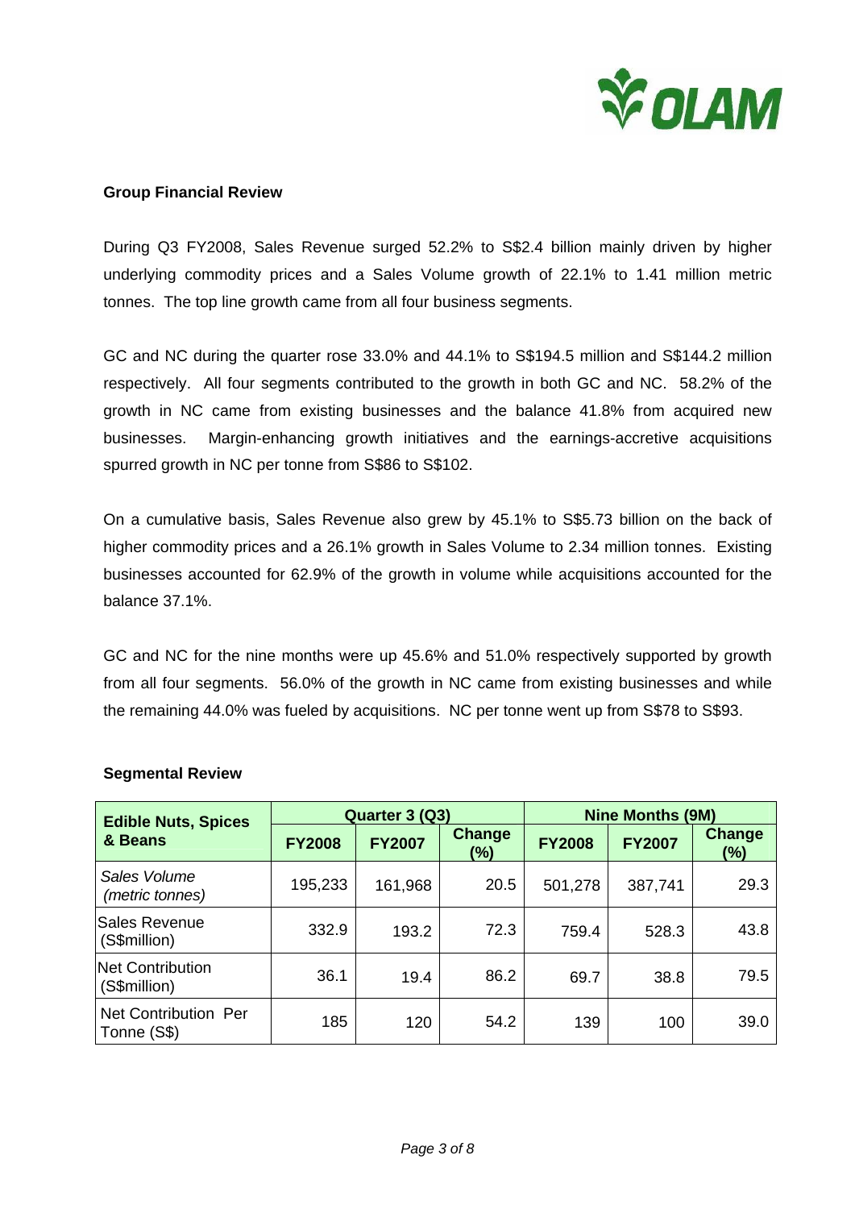## Group Financial Review

During Q3 FY2008, Sales Revenue surged 52.2% to S$2.4 billion mainly driven by higher underlying commodity prices and a Sales Volume growth of 22.1% to 1.41 million metric tonnes. The top line growth came from all four business segments.

GC and NC during the quarter rose 33.0% and 44.1% to S$194.5 million and S$144.2 million respectively. All four segments contributed to the growth in both GC and NC. 58.2% of the growth in NC came from existing businesses and the balance 41.8% from acquired new businesses. Margin-enhancing growth initiatives and the earnings-accretive acquisitions spurred growth in NC per tonne from S$86 to S$102.

On a cumulative basis, Sales Revenue also grew by 45.1% to S$5.73 billion on the back of higher commodity prices and a 26.1% growth in Sales Volume to 2.34 million tonnes. Existing businesses accounted for 62.9% of the growth in volume while acquisitions accounted for the balance 37.1%.

GC and NC for the nine months were up 45.6% and 51.0% respectively supported by growth from all four segments. 56.0% of the growth in NC came from existing businesses and while the remaining 44.0% was fueled by acquisitions. NC per tonne went up from S$78 to S$93.

## Segmental Review

| Edible Nuts, Spices & Beans | Quarter 3 (Q3) | | | Nine Months (9M) | | |
|---|---|---|---|---|---|---|
| | FY2008 | FY2007 | Change (%) | FY2008 | FY2007 | Change (%) |
| *Sales Volume (metric tonnes)* | 195,233 | 161,968 | 20.5 | 501,278 | 387,741 | 29.3 |
| Sales Revenue (S$million) | 332.9 | 193.2 | 72.3 | 759.4 | 528.3 | 43.8 |
| Net Contribution (S$million) | 36.1 | 19.4 | 86.2 | 69.7 | 38.8 | 79.5 |
| Net Contribution Per Tonne (S$) | 185 | 120 | 54.2 | 139 | 100 | 39.0 |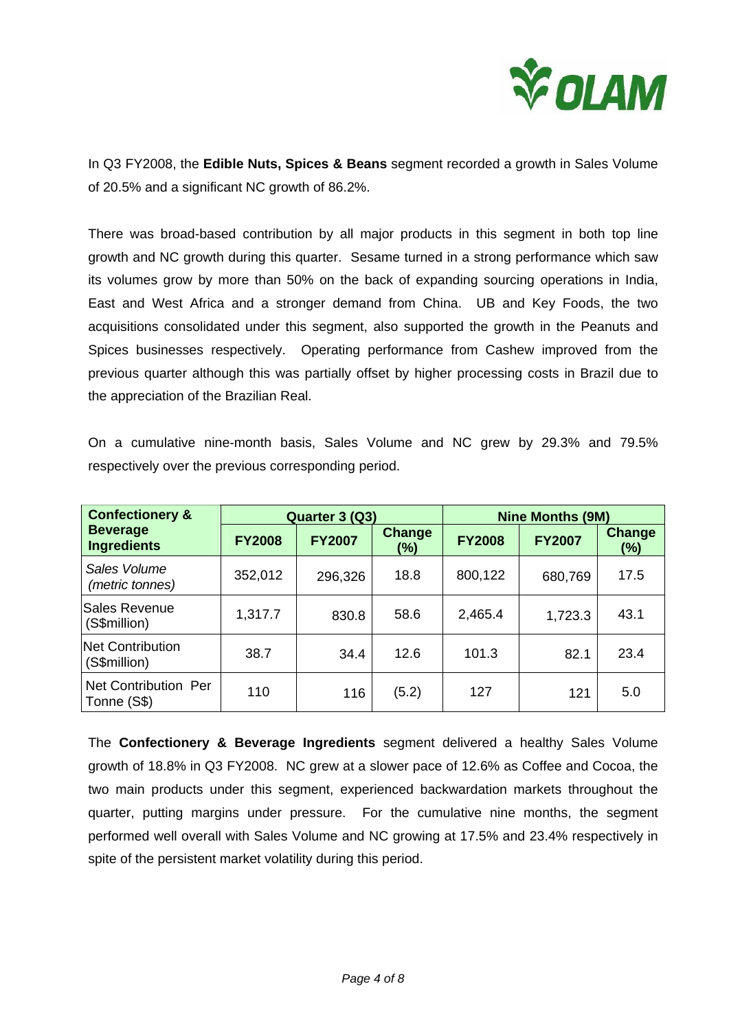In Q3 FY2008, the **Edible Nuts, Spices & Beans** segment recorded a growth in Sales Volume of 20.5% and a significant NC growth of 86.2%.

There was broad-based contribution by all major products in this segment in both top line growth and NC growth during this quarter. Sesame turned in a strong performance which saw its volumes grow by more than 50% on the back of expanding sourcing operations in India, East and West Africa and a stronger demand from China. UB and Key Foods, the two acquisitions consolidated under this segment, also supported the growth in the Peanuts and Spices businesses respectively. Operating performance from Cashew improved from the previous quarter although this was partially offset by higher processing costs in Brazil due to the appreciation of the Brazilian Real.

On a cumulative nine-month basis, Sales Volume and NC grew by 29.3% and 79.5% respectively over the previous corresponding period.

| Confectionery & Beverage Ingredients | Quarter 3 (Q3) | | | Nine Months (9M) | | |
|---|---|---|---|---|---|---|
| | FY2008 | FY2007 | Change (%) | FY2008 | FY2007 | Change (%) |
| *Sales Volume (metric tonnes)* | 352,012 | 296,326 | 18.8 | 800,122 | 680,769 | 17.5 |
| Sales Revenue (S$million) | 1,317.7 | 830.8 | 58.6 | 2,465.4 | 1,723.3 | 43.1 |
| Net Contribution (S$million) | 38.7 | 34.4 | 12.6 | 101.3 | 82.1 | 23.4 |
| Net Contribution Per Tonne (S$) | 110 | 116 | (5.2) | 127 | 121 | 5.0 |

The **Confectionery & Beverage Ingredients** segment delivered a healthy Sales Volume growth of 18.8% in Q3 FY2008. NC grew at a slower pace of 12.6% as Coffee and Cocoa, the two main products under this segment, experienced backwardation markets throughout the quarter, putting margins under pressure. For the cumulative nine months, the segment performed well overall with Sales Volume and NC growing at 17.5% and 23.4% respectively in spite of the persistent market volatility during this period.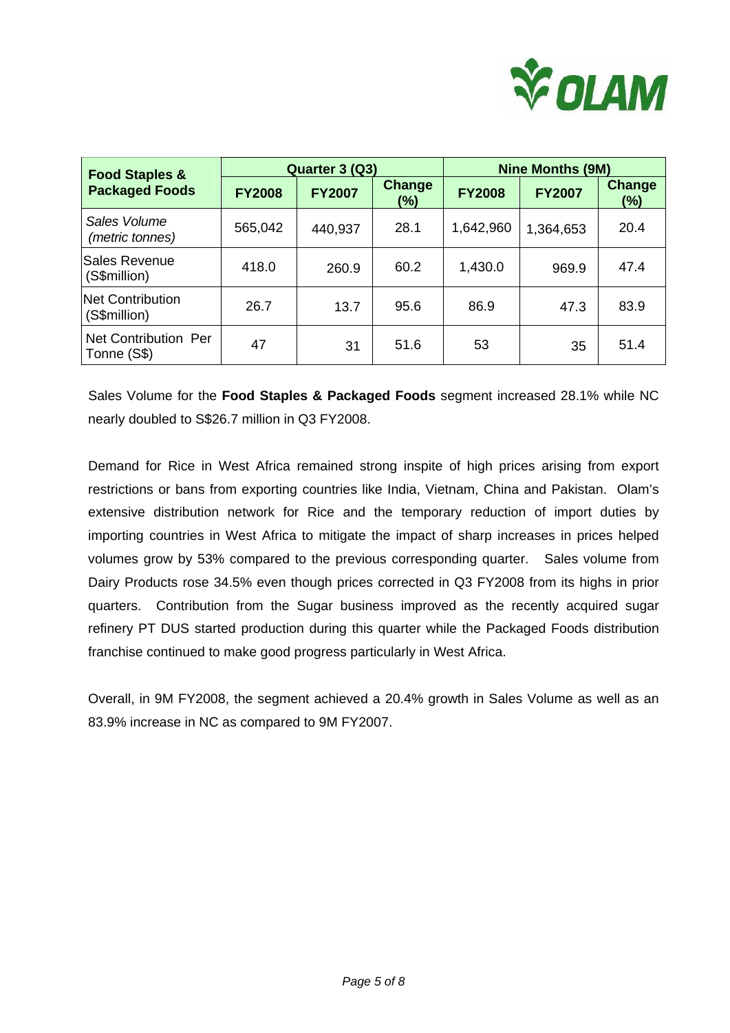| Food Staples & Packaged Foods | Quarter 3 (Q3) | | | Nine Months (9M) | | |
|---|---|---|---|---|---|---|
| | FY2008 | FY2007 | Change (%) | FY2008 | FY2007 | Change (%) |
| *Sales Volume (metric tonnes)* | 565,042 | 440,937 | 28.1 | 1,642,960 | 1,364,653 | 20.4 |
| Sales Revenue (S$million) | 418.0 | 260.9 | 60.2 | 1,430.0 | 969.9 | 47.4 |
| Net Contribution (S$million) | 26.7 | 13.7 | 95.6 | 86.9 | 47.3 | 83.9 |
| Net Contribution Per Tonne (S$) | 47 | 31 | 51.6 | 53 | 35 | 51.4 |

Sales Volume for the **Food Staples & Packaged Foods** segment increased 28.1% while NC nearly doubled to S$26.7 million in Q3 FY2008.

Demand for Rice in West Africa remained strong inspite of high prices arising from export restrictions or bans from exporting countries like India, Vietnam, China and Pakistan. Olam's extensive distribution network for Rice and the temporary reduction of import duties by importing countries in West Africa to mitigate the impact of sharp increases in prices helped volumes grow by 53% compared to the previous corresponding quarter. Sales volume from Dairy Products rose 34.5% even though prices corrected in Q3 FY2008 from its highs in prior quarters. Contribution from the Sugar business improved as the recently acquired sugar refinery PT DUS started production during this quarter while the Packaged Foods distribution franchise continued to make good progress particularly in West Africa.

Overall, in 9M FY2008, the segment achieved a 20.4% growth in Sales Volume as well as an 83.9% increase in NC as compared to 9M FY2007.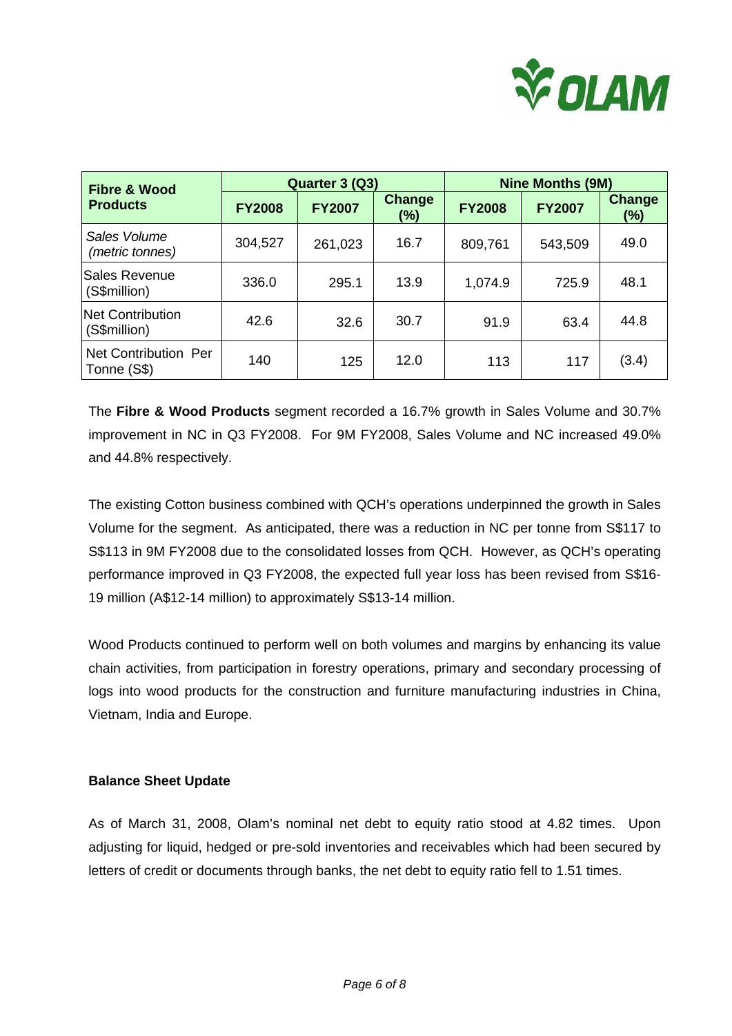| Fibre & Wood Products | Quarter 3 (Q3) | | | Nine Months (9M) | | |
|---|---|---|---|---|---|---|
| | FY2008 | FY2007 | Change (%) | FY2008 | FY2007 | Change (%) |
| *Sales Volume (metric tonnes)* | 304,527 | 261,023 | 16.7 | 809,761 | 543,509 | 49.0 |
| Sales Revenue (S$million) | 336.0 | 295.1 | 13.9 | 1,074.9 | 725.9 | 48.1 |
| Net Contribution (S$million) | 42.6 | 32.6 | 30.7 | 91.9 | 63.4 | 44.8 |
| Net Contribution Per Tonne (S$) | 140 | 125 | 12.0 | 113 | 117 | (3.4) |

The **Fibre & Wood Products** segment recorded a 16.7% growth in Sales Volume and 30.7% improvement in NC in Q3 FY2008. For 9M FY2008, Sales Volume and NC increased 49.0% and 44.8% respectively.

The existing Cotton business combined with QCH's operations underpinned the growth in Sales Volume for the segment. As anticipated, there was a reduction in NC per tonne from S$117 to S$113 in 9M FY2008 due to the consolidated losses from QCH. However, as QCH's operating performance improved in Q3 FY2008, the expected full year loss has been revised from S$16-19 million (A$12-14 million) to approximately S$13-14 million.

Wood Products continued to perform well on both volumes and margins by enhancing its value chain activities, from participation in forestry operations, primary and secondary processing of logs into wood products for the construction and furniture manufacturing industries in China, Vietnam, India and Europe.

**Balance Sheet Update**

As of March 31, 2008, Olam's nominal net debt to equity ratio stood at 4.82 times. Upon adjusting for liquid, hedged or pre-sold inventories and receivables which had been secured by letters of credit or documents through banks, the net debt to equity ratio fell to 1.51 times.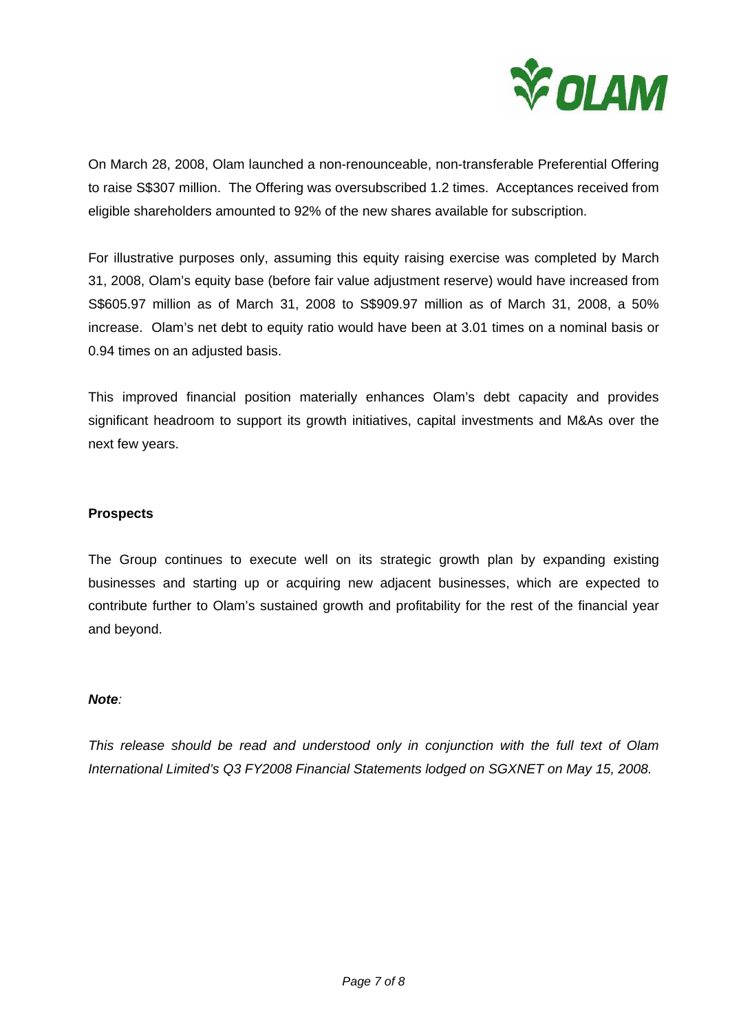On March 28, 2008, Olam launched a non-renounceable, non-transferable Preferential Offering to raise S$307 million. The Offering was oversubscribed 1.2 times. Acceptances received from eligible shareholders amounted to 92% of the new shares available for subscription.

For illustrative purposes only, assuming this equity raising exercise was completed by March 31, 2008, Olam's equity base (before fair value adjustment reserve) would have increased from S$605.97 million as of March 31, 2008 to S$909.97 million as of March 31, 2008, a 50% increase. Olam's net debt to equity ratio would have been at 3.01 times on a nominal basis or 0.94 times on an adjusted basis.

This improved financial position materially enhances Olam's debt capacity and provides significant headroom to support its growth initiatives, capital investments and M&As over the next few years.

**Prospects**

The Group continues to execute well on its strategic growth plan by expanding existing businesses and starting up or acquiring new adjacent businesses, which are expected to contribute further to Olam's sustained growth and profitability for the rest of the financial year and beyond.

***Note:***

*This release should be read and understood only in conjunction with the full text of Olam International Limited's Q3 FY2008 Financial Statements lodged on SGXNET on May 15, 2008.*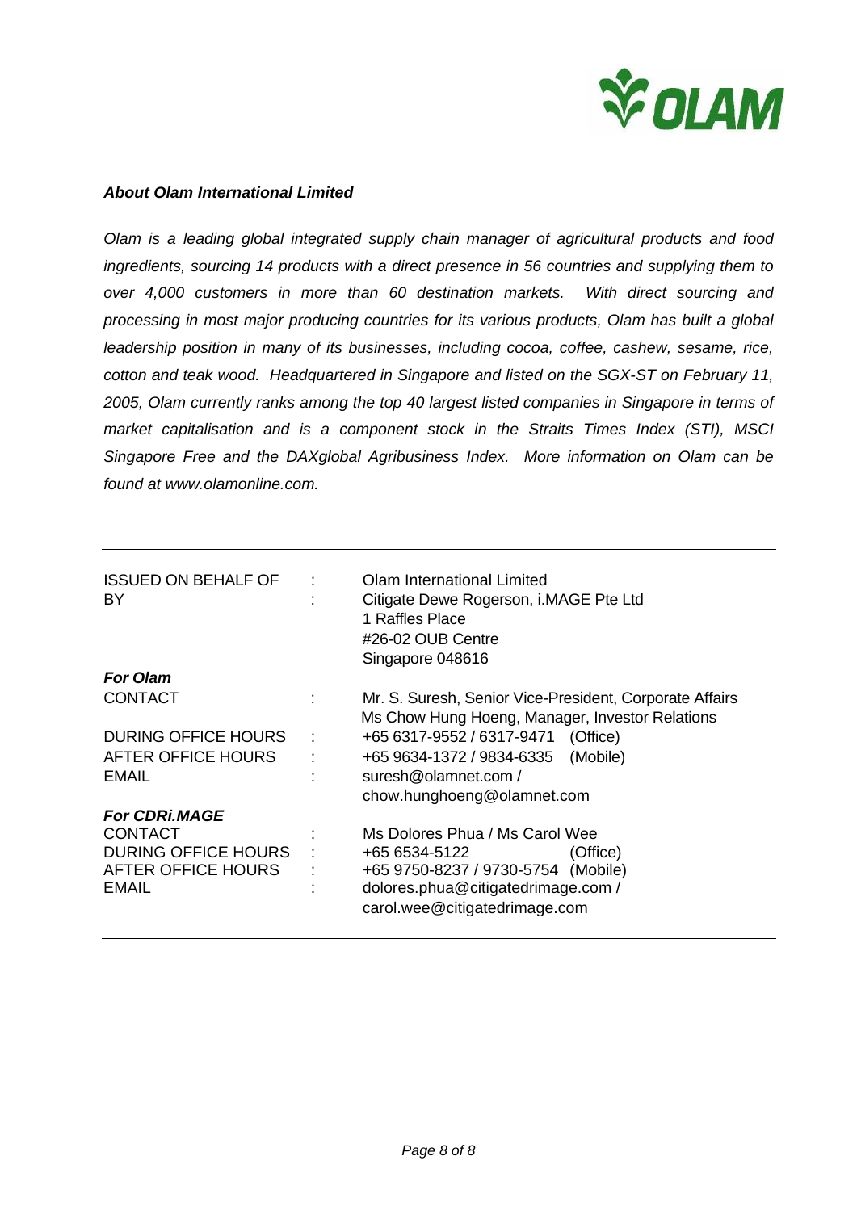***About Olam International Limited***

*Olam is a leading global integrated supply chain manager of agricultural products and food ingredients, sourcing 14 products with a direct presence in 56 countries and supplying them to over 4,000 customers in more than 60 destination markets. With direct sourcing and processing in most major producing countries for its various products, Olam has built a global leadership position in many of its businesses, including cocoa, coffee, cashew, sesame, rice, cotton and teak wood. Headquartered in Singapore and listed on the SGX-ST on February 11, 2005, Olam currently ranks among the top 40 largest listed companies in Singapore in terms of market capitalisation and is a component stock in the Straits Times Index (STI), MSCI Singapore Free and the DAXglobal Agribusiness Index. More information on Olam can be found at www.olamonline.com.*

| | | |
|---|---|---|
| ISSUED ON BEHALF OF | : | Olam International Limited |
| BY | : | Citigate Dewe Rogerson, i.MAGE Pte Ltd<br>1 Raffles Place<br>#26-02 OUB Centre<br>Singapore 048616 |
| ***For Olam*** | | |
| CONTACT | : | Mr. S. Suresh, Senior Vice-President, Corporate Affairs<br>Ms Chow Hung Hoeng, Manager, Investor Relations |
| DURING OFFICE HOURS | : | +65 6317-9552 / 6317-9471 (Office) |
| AFTER OFFICE HOURS | : | +65 9634-1372 / 9834-6335 (Mobile) |
| EMAIL | : | suresh@olamnet.com /<br>chow.hunghoeng@olamnet.com |
| ***For CDRi.MAGE*** | | |
| CONTACT | : | Ms Dolores Phua / Ms Carol Wee |
| DURING OFFICE HOURS | : | +65 6534-5122 (Office) |
| AFTER OFFICE HOURS | : | +65 9750-8237 / 9730-5754 (Mobile) |
| EMAIL | : | dolores.phua@citigatedrimage.com /<br>carol.wee@citigatedrimage.com |